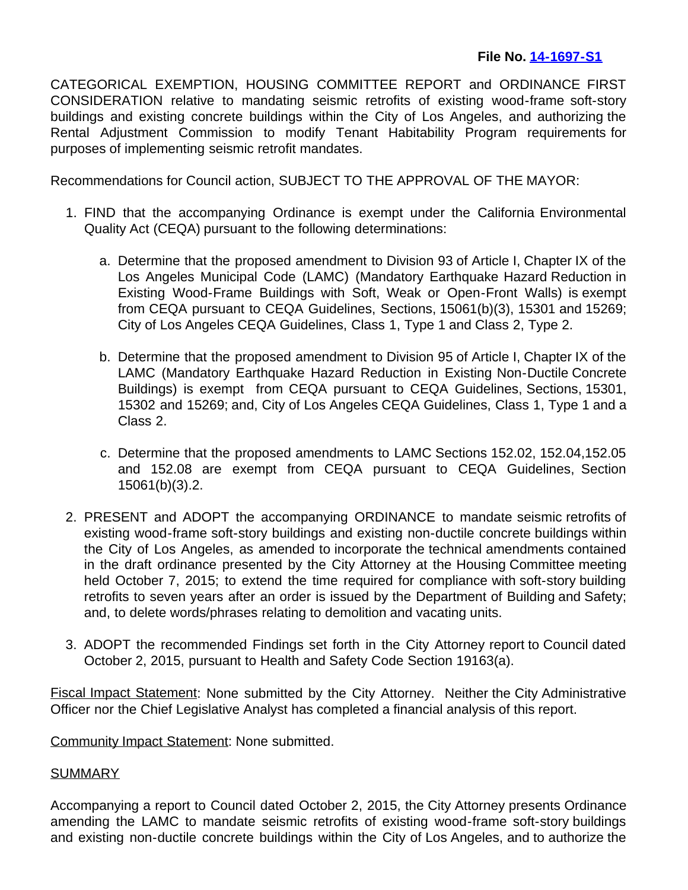**File No. [14-1697-S1]**

CATEGORICAL EXEMPTION, HOUSING COMMITTEE REPORT and ORDINANCE FIRST CONSIDERATION relative to mandating seismic retrofits of existing wood-frame soft-story buildings and existing concrete buildings within the City of Los Angeles, and authorizing the Rental Adjustment Commission to modify Tenant Habitability Program requirements for purposes of implementing seismic retrofit mandates.

Recommendations for Council action, SUBJECT TO THE APPROVAL OF THE MAYOR:

1. FIND that the accompanying Ordinance is exempt under the California Environmental Quality Act (CEQA) pursuant to the following determinations:

    a. Determine that the proposed amendment to Division 93 of Article I, Chapter IX of the Los Angeles Municipal Code (LAMC) (Mandatory Earthquake Hazard Reduction in Existing Wood-Frame Buildings with Soft, Weak or Open-Front Walls) is exempt from CEQA pursuant to CEQA Guidelines, Sections, 15061(b)(3), 15301 and 15269; City of Los Angeles CEQA Guidelines, Class 1, Type 1 and Class 2, Type 2.

    b. Determine that the proposed amendment to Division 95 of Article I, Chapter IX of the LAMC (Mandatory Earthquake Hazard Reduction in Existing Non-Ductile Concrete Buildings) is exempt from CEQA pursuant to CEQA Guidelines, Sections, 15301, 15302 and 15269; and, City of Los Angeles CEQA Guidelines, Class 1, Type 1 and a Class 2.

    c. Determine that the proposed amendments to LAMC Sections 152.02, 152.04,152.05 and 152.08 are exempt from CEQA pursuant to CEQA Guidelines, Section 15061(b)(3).2.

2. PRESENT and ADOPT the accompanying ORDINANCE to mandate seismic retrofits of existing wood-frame soft-story buildings and existing non-ductile concrete buildings within the City of Los Angeles, as amended to incorporate the technical amendments contained in the draft ordinance presented by the City Attorney at the Housing Committee meeting held October 7, 2015; to extend the time required for compliance with soft-story building retrofits to seven years after an order is issued by the Department of Building and Safety; and, to delete words/phrases relating to demolition and vacating units.

3. ADOPT the recommended Findings set forth in the City Attorney report to Council dated October 2, 2015, pursuant to Health and Safety Code Section 19163(a).

<u>Fiscal Impact Statement</u>: None submitted by the City Attorney. Neither the City Administrative Officer nor the Chief Legislative Analyst has completed a financial analysis of this report.

<u>Community Impact Statement</u>: None submitted.

<u>SUMMARY</u>

Accompanying a report to Council dated October 2, 2015, the City Attorney presents Ordinance amending the LAMC to mandate seismic retrofits of existing wood-frame soft-story buildings and existing non-ductile concrete buildings within the City of Los Angeles, and to authorize the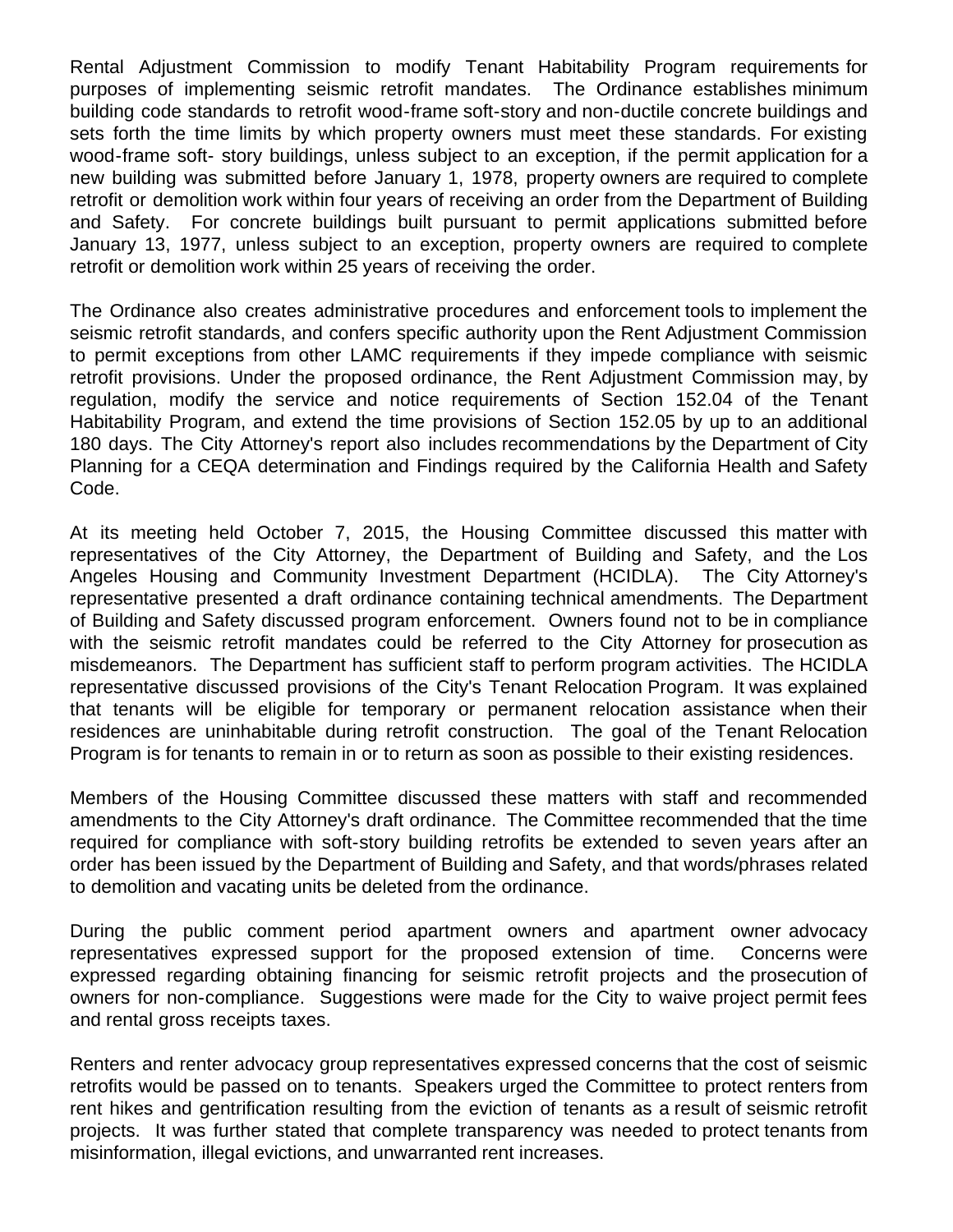Rental Adjustment Commission to modify Tenant Habitability Program requirements for purposes of implementing seismic retrofit mandates. The Ordinance establishes minimum building code standards to retrofit wood-frame soft-story and non-ductile concrete buildings and sets forth the time limits by which property owners must meet these standards. For existing wood-frame soft- story buildings, unless subject to an exception, if the permit application for a new building was submitted before January 1, 1978, property owners are required to complete retrofit or demolition work within four years of receiving an order from the Department of Building and Safety. For concrete buildings built pursuant to permit applications submitted before January 13, 1977, unless subject to an exception, property owners are required to complete retrofit or demolition work within 25 years of receiving the order.

The Ordinance also creates administrative procedures and enforcement tools to implement the seismic retrofit standards, and confers specific authority upon the Rent Adjustment Commission to permit exceptions from other LAMC requirements if they impede compliance with seismic retrofit provisions. Under the proposed ordinance, the Rent Adjustment Commission may, by regulation, modify the service and notice requirements of Section 152.04 of the Tenant Habitability Program, and extend the time provisions of Section 152.05 by up to an additional 180 days. The City Attorney's report also includes recommendations by the Department of City Planning for a CEQA determination and Findings required by the California Health and Safety Code.

At its meeting held October 7, 2015, the Housing Committee discussed this matter with representatives of the City Attorney, the Department of Building and Safety, and the Los Angeles Housing and Community Investment Department (HCIDLA). The City Attorney's representative presented a draft ordinance containing technical amendments. The Department of Building and Safety discussed program enforcement. Owners found not to be in compliance with the seismic retrofit mandates could be referred to the City Attorney for prosecution as misdemeanors. The Department has sufficient staff to perform program activities. The HCIDLA representative discussed provisions of the City's Tenant Relocation Program. It was explained that tenants will be eligible for temporary or permanent relocation assistance when their residences are uninhabitable during retrofit construction. The goal of the Tenant Relocation Program is for tenants to remain in or to return as soon as possible to their existing residences.

Members of the Housing Committee discussed these matters with staff and recommended amendments to the City Attorney's draft ordinance. The Committee recommended that the time required for compliance with soft-story building retrofits be extended to seven years after an order has been issued by the Department of Building and Safety, and that words/phrases related to demolition and vacating units be deleted from the ordinance.

During the public comment period apartment owners and apartment owner advocacy representatives expressed support for the proposed extension of time. Concerns were expressed regarding obtaining financing for seismic retrofit projects and the prosecution of owners for non-compliance. Suggestions were made for the City to waive project permit fees and rental gross receipts taxes.

Renters and renter advocacy group representatives expressed concerns that the cost of seismic retrofits would be passed on to tenants. Speakers urged the Committee to protect renters from rent hikes and gentrification resulting from the eviction of tenants as a result of seismic retrofit projects. It was further stated that complete transparency was needed to protect tenants from misinformation, illegal evictions, and unwarranted rent increases.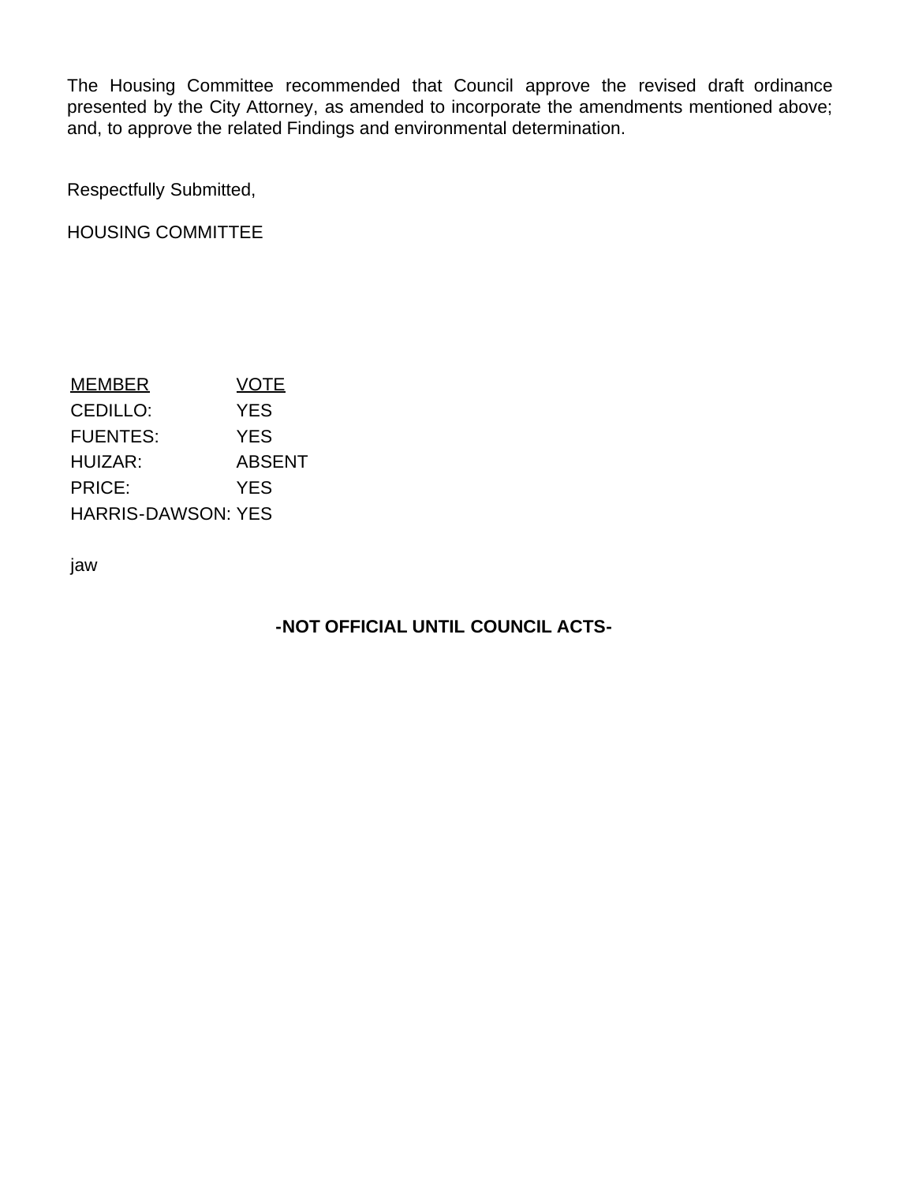The Housing Committee recommended that Council approve the revised draft ordinance presented by the City Attorney, as amended to incorporate the amendments mentioned above; and, to approve the related Findings and environmental determination.

Respectfully Submitted,

HOUSING COMMITTEE

| MEMBER | VOTE |
| --- | --- |
| CEDILLO: | YES |
| FUENTES: | YES |
| HUIZAR: | ABSENT |
| PRICE: | YES |
| HARRIS-DAWSON: | YES |

jaw

**-NOT OFFICIAL UNTIL COUNCIL ACTS-**